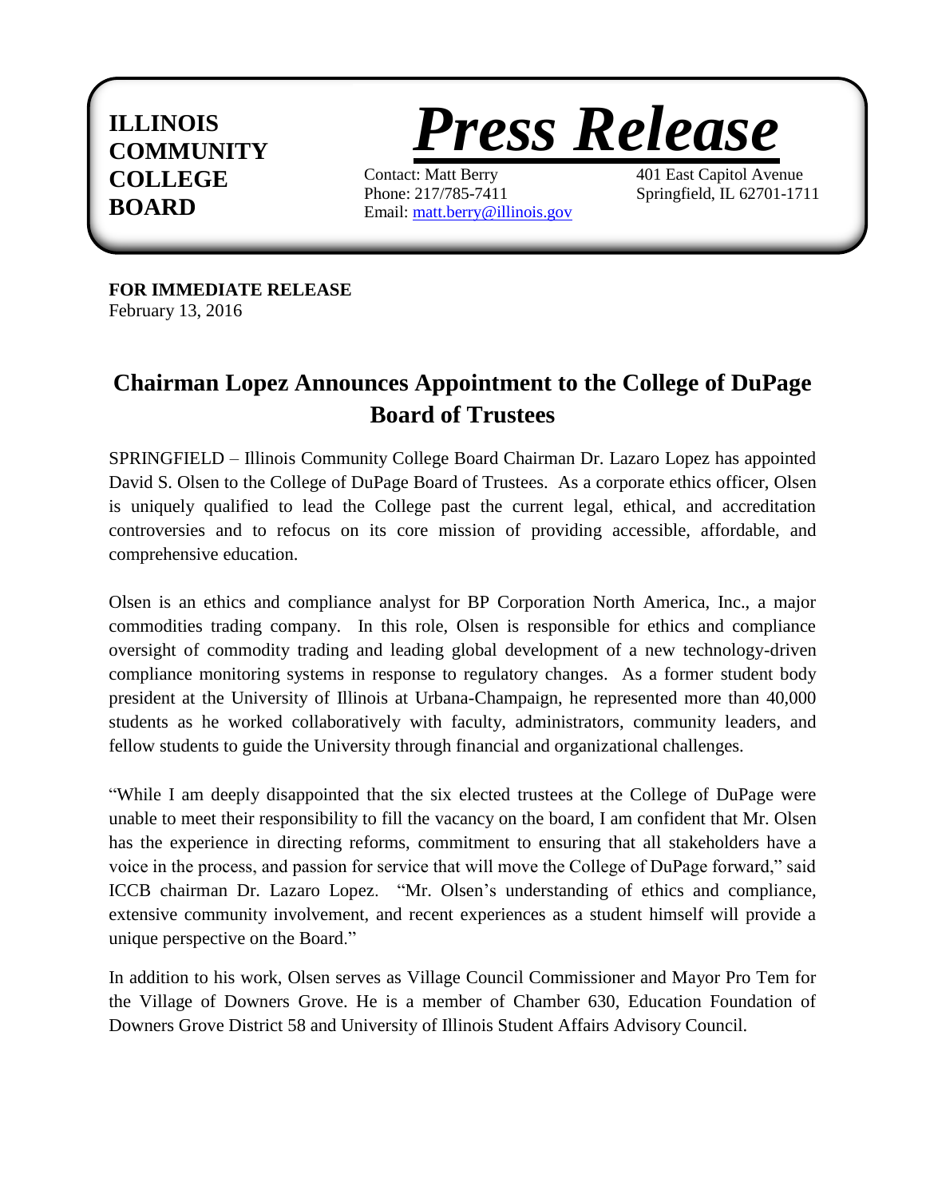**ILLINOIS COMMUNITY COLLEGE BOARD**

# *Press Release*

Contact: Matt Berry
Phone: 217/785-7411
Email: [matt.berry@illinois.gov](mailto:matt.berry@illinois.gov)

401 East Capitol Avenue
Springfield, IL 62701-1711

**FOR IMMEDIATE RELEASE**
February 13, 2016

## Chairman Lopez Announces Appointment to the College of DuPage Board of Trustees

SPRINGFIELD – Illinois Community College Board Chairman Dr. Lazaro Lopez has appointed David S. Olsen to the College of DuPage Board of Trustees. As a corporate ethics officer, Olsen is uniquely qualified to lead the College past the current legal, ethical, and accreditation controversies and to refocus on its core mission of providing accessible, affordable, and comprehensive education.

Olsen is an ethics and compliance analyst for BP Corporation North America, Inc., a major commodities trading company. In this role, Olsen is responsible for ethics and compliance oversight of commodity trading and leading global development of a new technology-driven compliance monitoring systems in response to regulatory changes. As a former student body president at the University of Illinois at Urbana-Champaign, he represented more than 40,000 students as he worked collaboratively with faculty, administrators, community leaders, and fellow students to guide the University through financial and organizational challenges.

"While I am deeply disappointed that the six elected trustees at the College of DuPage were unable to meet their responsibility to fill the vacancy on the board, I am confident that Mr. Olsen has the experience in directing reforms, commitment to ensuring that all stakeholders have a voice in the process, and passion for service that will move the College of DuPage forward," said ICCB chairman Dr. Lazaro Lopez. "Mr. Olsen's understanding of ethics and compliance, extensive community involvement, and recent experiences as a student himself will provide a unique perspective on the Board."

In addition to his work, Olsen serves as Village Council Commissioner and Mayor Pro Tem for the Village of Downers Grove. He is a member of Chamber 630, Education Foundation of Downers Grove District 58 and University of Illinois Student Affairs Advisory Council.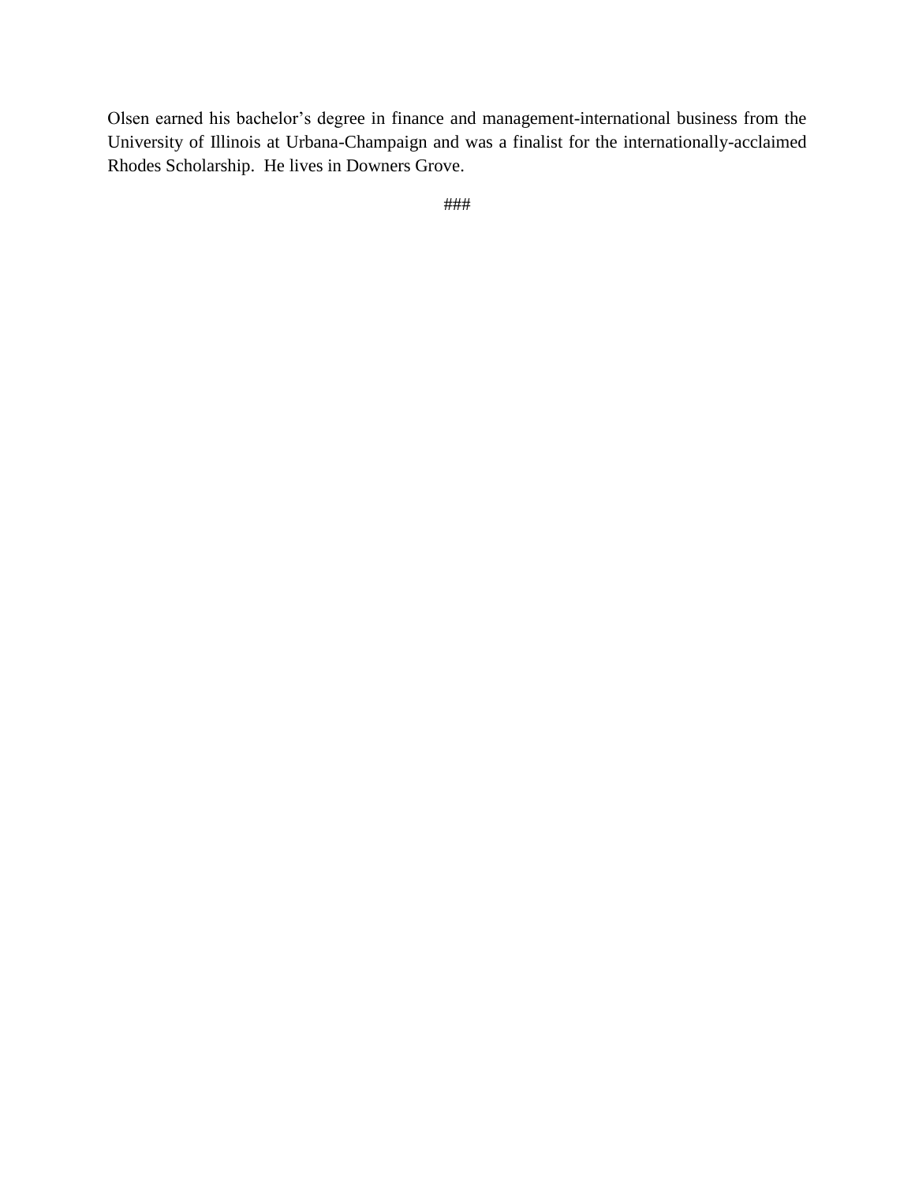Olsen earned his bachelor's degree in finance and management-international business from the University of Illinois at Urbana-Champaign and was a finalist for the internationally-acclaimed Rhodes Scholarship. He lives in Downers Grove.

###